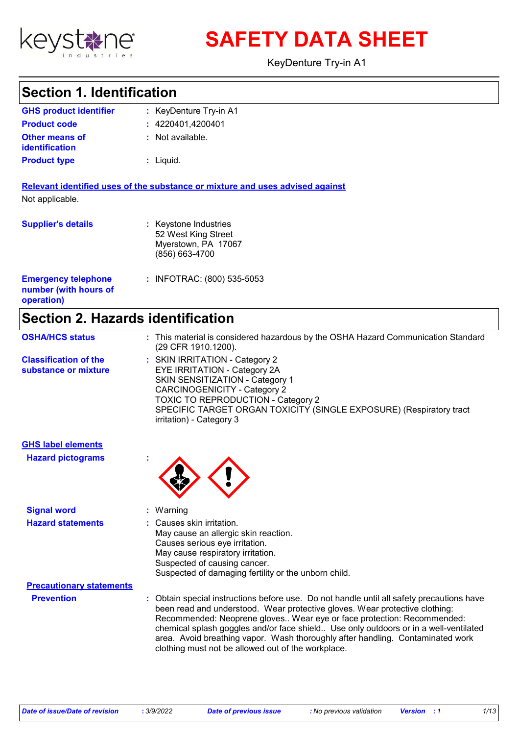# SAFETY DATA SHEET

KeyDenture Try-in A1

## Section 1. Identification

| | |
|---|---|
| **GHS product identifier** | : KeyDenture Try-in A1 |
| **Product code** | : 4220401,4200401 |
| **Other means of identification** | : Not available. |
| **Product type** | : Liquid. |

**Relevant identified uses of the substance or mixture and uses advised against**

Not applicable.

| | |
|---|---|
| **Supplier's details** | : Keystone Industries<br>52 West King Street<br>Myerstown, PA 17067<br>(856) 663-4700 |
| **Emergency telephone number (with hours of operation)** | : INFOTRAC: (800) 535-5053 |

## Section 2. Hazards identification

| | |
|---|---|
| **OSHA/HCS status** | : This material is considered hazardous by the OSHA Hazard Communication Standard (29 CFR 1910.1200). |
| **Classification of the substance or mixture** | : SKIN IRRITATION - Category 2<br>EYE IRRITATION - Category 2A<br>SKIN SENSITIZATION - Category 1<br>CARCINOGENICITY - Category 2<br>TOXIC TO REPRODUCTION - Category 2<br>SPECIFIC TARGET ORGAN TOXICITY (SINGLE EXPOSURE) (Respiratory tract irritation) - Category 3 |

**GHS label elements**

| | |
|---|---|
| **Hazard pictograms** | : |
| **Signal word** | : Warning |
| **Hazard statements** | : Causes skin irritation.<br>May cause an allergic skin reaction.<br>Causes serious eye irritation.<br>May cause respiratory irritation.<br>Suspected of causing cancer.<br>Suspected of damaging fertility or the unborn child. |

**Precautionary statements**

| | |
|---|---|
| **Prevention** | : Obtain special instructions before use. Do not handle until all safety precautions have been read and understood. Wear protective gloves. Wear protective clothing: Recommended: Neoprene gloves.. Wear eye or face protection: Recommended: chemical splash goggles and/or face shield.. Use only outdoors or in a well-ventilated area. Avoid breathing vapor. Wash thoroughly after handling. Contaminated work clothing must not be allowed out of the workplace. |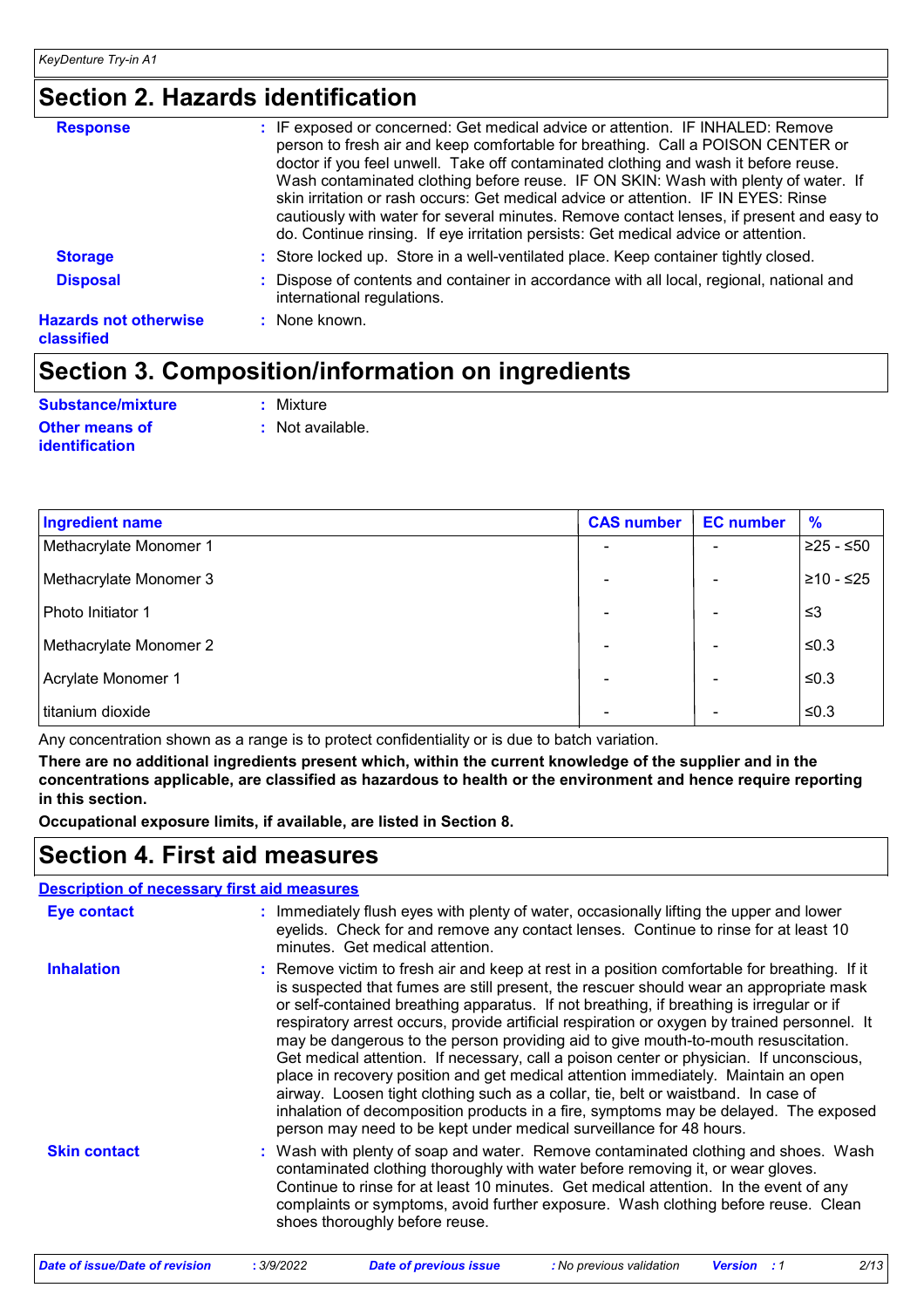## Section 2. Hazards identification

**Response** : IF exposed or concerned: Get medical advice or attention. IF INHALED: Remove person to fresh air and keep comfortable for breathing. Call a POISON CENTER or doctor if you feel unwell. Take off contaminated clothing and wash it before reuse. Wash contaminated clothing before reuse. IF ON SKIN: Wash with plenty of water. If skin irritation or rash occurs: Get medical advice or attention. IF IN EYES: Rinse cautiously with water for several minutes. Remove contact lenses, if present and easy to do. Continue rinsing. If eye irritation persists: Get medical advice or attention.

**Storage** : Store locked up. Store in a well-ventilated place. Keep container tightly closed.

**Disposal** : Dispose of contents and container in accordance with all local, regional, national and international regulations.

**Hazards not otherwise classified** : None known.

## Section 3. Composition/information on ingredients

**Substance/mixture** : Mixture

**Other means of identification** : Not available.

| Ingredient name | CAS number | EC number | % |
|---|---|---|---|
| Methacrylate Monomer 1 | - | - | ≥25 - ≤50 |
| Methacrylate Monomer 3 | - | - | ≥10 - ≤25 |
| Photo Initiator 1 | - | - | ≤3 |
| Methacrylate Monomer 2 | - | - | ≤0.3 |
| Acrylate Monomer 1 | - | - | ≤0.3 |
| titanium dioxide | - | - | ≤0.3 |

Any concentration shown as a range is to protect confidentiality or is due to batch variation.

**There are no additional ingredients present which, within the current knowledge of the supplier and in the concentrations applicable, are classified as hazardous to health or the environment and hence require reporting in this section.**

**Occupational exposure limits, if available, are listed in Section 8.**

## Section 4. First aid measures

### Description of necessary first aid measures

**Eye contact** : Immediately flush eyes with plenty of water, occasionally lifting the upper and lower eyelids. Check for and remove any contact lenses. Continue to rinse for at least 10 minutes. Get medical attention.

**Inhalation** : Remove victim to fresh air and keep at rest in a position comfortable for breathing. If it is suspected that fumes are still present, the rescuer should wear an appropriate mask or self-contained breathing apparatus. If not breathing, if breathing is irregular or if respiratory arrest occurs, provide artificial respiration or oxygen by trained personnel. It may be dangerous to the person providing aid to give mouth-to-mouth resuscitation. Get medical attention. If necessary, call a poison center or physician. If unconscious, place in recovery position and get medical attention immediately. Maintain an open airway. Loosen tight clothing such as a collar, tie, belt or waistband. In case of inhalation of decomposition products in a fire, symptoms may be delayed. The exposed person may need to be kept under medical surveillance for 48 hours.

**Skin contact** : Wash with plenty of soap and water. Remove contaminated clothing and shoes. Wash contaminated clothing thoroughly with water before removing it, or wear gloves. Continue to rinse for at least 10 minutes. Get medical attention. In the event of any complaints or symptoms, avoid further exposure. Wash clothing before reuse. Clean shoes thoroughly before reuse.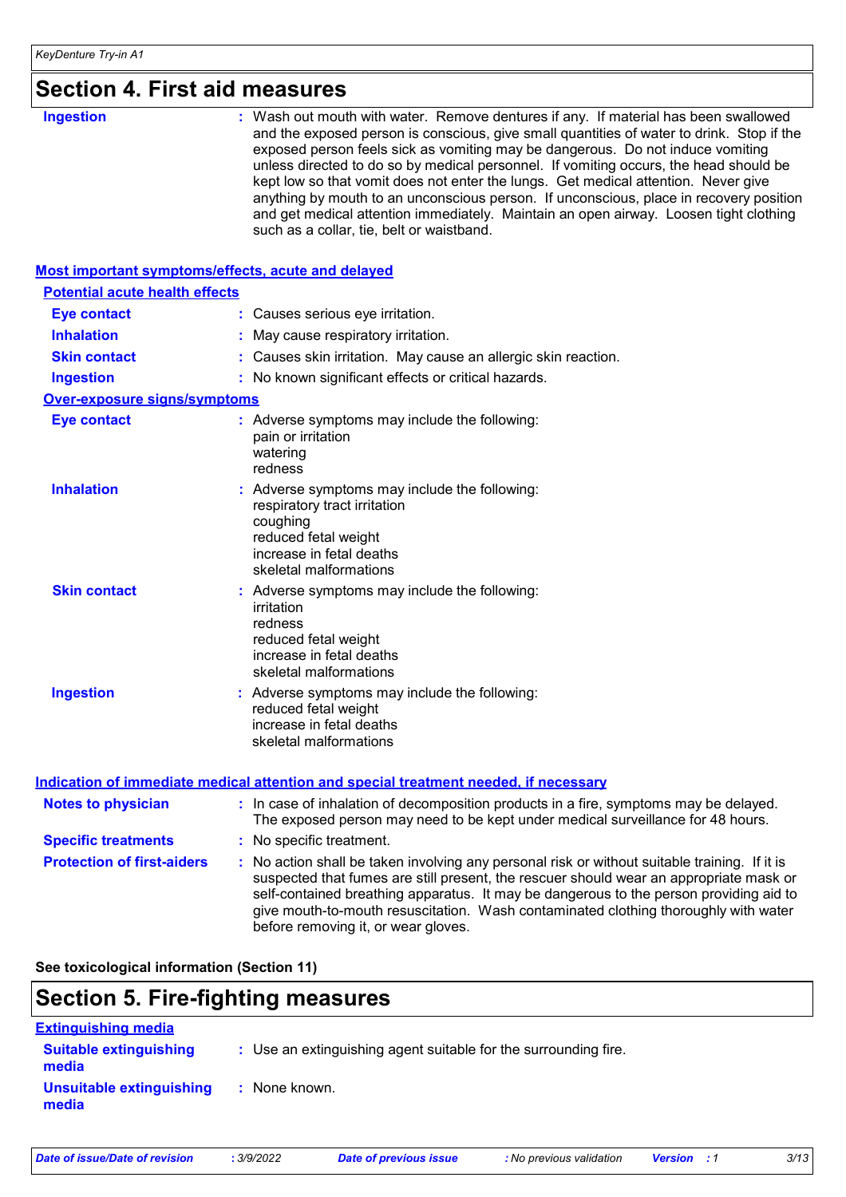# Section 4. First aid measures

**Ingestion** : Wash out mouth with water. Remove dentures if any. If material has been swallowed and the exposed person is conscious, give small quantities of water to drink. Stop if the exposed person feels sick as vomiting may be dangerous. Do not induce vomiting unless directed to do so by medical personnel. If vomiting occurs, the head should be kept low so that vomit does not enter the lungs. Get medical attention. Never give anything by mouth to an unconscious person. If unconscious, place in recovery position and get medical attention immediately. Maintain an open airway. Loosen tight clothing such as a collar, tie, belt or waistband.

## Most important symptoms/effects, acute and delayed

### Potential acute health effects

**Eye contact** : Causes serious eye irritation.

**Inhalation** : May cause respiratory irritation.

**Skin contact** : Causes skin irritation. May cause an allergic skin reaction.

**Ingestion** : No known significant effects or critical hazards.

### Over-exposure signs/symptoms

**Eye contact** : Adverse symptoms may include the following:
pain or irritation
watering
redness

**Inhalation** : Adverse symptoms may include the following:
respiratory tract irritation
coughing
reduced fetal weight
increase in fetal deaths
skeletal malformations

**Skin contact** : Adverse symptoms may include the following:
irritation
redness
reduced fetal weight
increase in fetal deaths
skeletal malformations

**Ingestion** : Adverse symptoms may include the following:
reduced fetal weight
increase in fetal deaths
skeletal malformations

## Indication of immediate medical attention and special treatment needed, if necessary

**Notes to physician** : In case of inhalation of decomposition products in a fire, symptoms may be delayed. The exposed person may need to be kept under medical surveillance for 48 hours.

**Specific treatments** : No specific treatment.

**Protection of first-aiders** : No action shall be taken involving any personal risk or without suitable training. If it is suspected that fumes are still present, the rescuer should wear an appropriate mask or self-contained breathing apparatus. It may be dangerous to the person providing aid to give mouth-to-mouth resuscitation. Wash contaminated clothing thoroughly with water before removing it, or wear gloves.

**See toxicological information (Section 11)**

# Section 5. Fire-fighting measures

## Extinguishing media

**Suitable extinguishing media** : Use an extinguishing agent suitable for the surrounding fire.

**Unsuitable extinguishing media** : None known.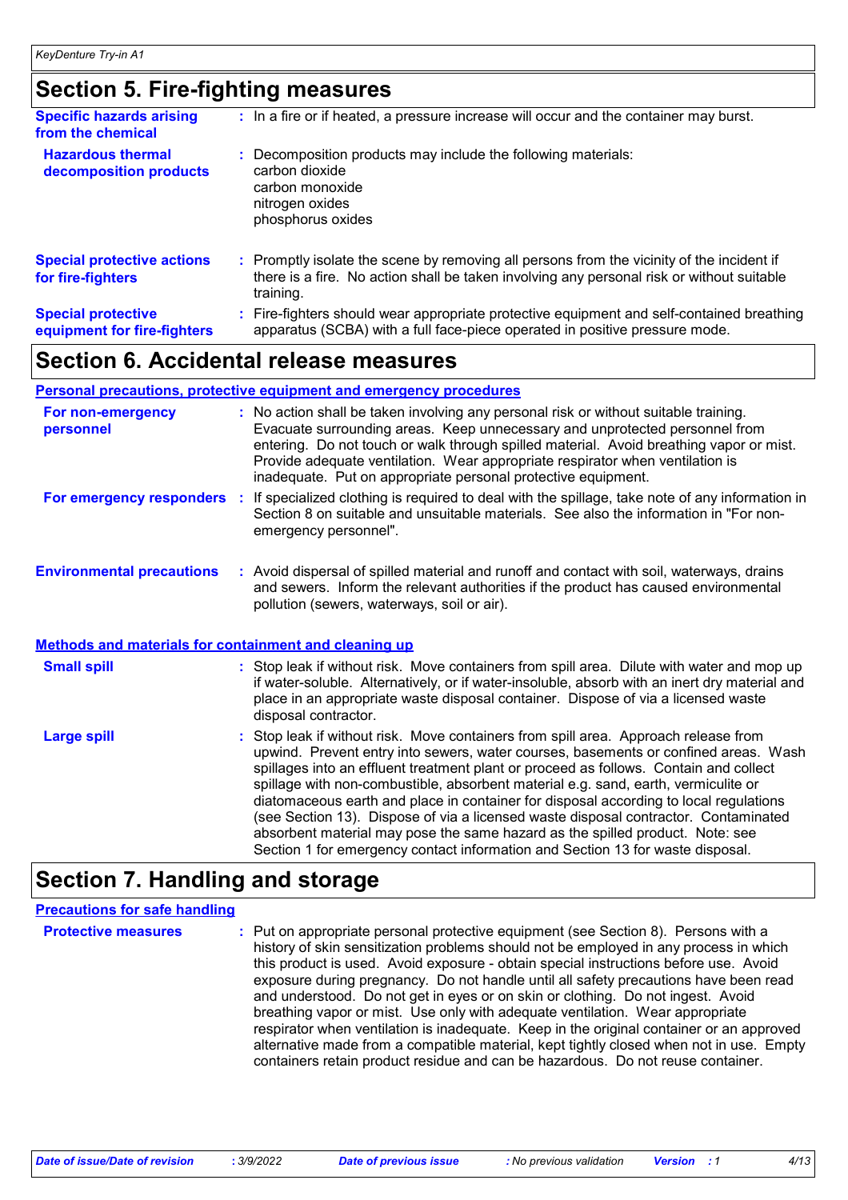## Section 5. Fire-fighting measures

**Specific hazards arising from the chemical** : In a fire or if heated, a pressure increase will occur and the container may burst.

**Hazardous thermal decomposition products** : Decomposition products may include the following materials:
carbon dioxide
carbon monoxide
nitrogen oxides
phosphorus oxides

**Special protective actions for fire-fighters** : Promptly isolate the scene by removing all persons from the vicinity of the incident if there is a fire. No action shall be taken involving any personal risk or without suitable training.

**Special protective equipment for fire-fighters** : Fire-fighters should wear appropriate protective equipment and self-contained breathing apparatus (SCBA) with a full face-piece operated in positive pressure mode.

## Section 6. Accidental release measures

### Personal precautions, protective equipment and emergency procedures

**For non-emergency personnel** : No action shall be taken involving any personal risk or without suitable training. Evacuate surrounding areas. Keep unnecessary and unprotected personnel from entering. Do not touch or walk through spilled material. Avoid breathing vapor or mist. Provide adequate ventilation. Wear appropriate respirator when ventilation is inadequate. Put on appropriate personal protective equipment.

**For emergency responders** : If specialized clothing is required to deal with the spillage, take note of any information in Section 8 on suitable and unsuitable materials. See also the information in "For non-emergency personnel".

**Environmental precautions** : Avoid dispersal of spilled material and runoff and contact with soil, waterways, drains and sewers. Inform the relevant authorities if the product has caused environmental pollution (sewers, waterways, soil or air).

### Methods and materials for containment and cleaning up

**Small spill** : Stop leak if without risk. Move containers from spill area. Dilute with water and mop up if water-soluble. Alternatively, or if water-insoluble, absorb with an inert dry material and place in an appropriate waste disposal container. Dispose of via a licensed waste disposal contractor.

**Large spill** : Stop leak if without risk. Move containers from spill area. Approach release from upwind. Prevent entry into sewers, water courses, basements or confined areas. Wash spillages into an effluent treatment plant or proceed as follows. Contain and collect spillage with non-combustible, absorbent material e.g. sand, earth, vermiculite or diatomaceous earth and place in container for disposal according to local regulations (see Section 13). Dispose of via a licensed waste disposal contractor. Contaminated absorbent material may pose the same hazard as the spilled product. Note: see Section 1 for emergency contact information and Section 13 for waste disposal.

## Section 7. Handling and storage

### Precautions for safe handling

**Protective measures** : Put on appropriate personal protective equipment (see Section 8). Persons with a history of skin sensitization problems should not be employed in any process in which this product is used. Avoid exposure - obtain special instructions before use. Avoid exposure during pregnancy. Do not handle until all safety precautions have been read and understood. Do not get in eyes or on skin or clothing. Do not ingest. Avoid breathing vapor or mist. Use only with adequate ventilation. Wear appropriate respirator when ventilation is inadequate. Keep in the original container or an approved alternative made from a compatible material, kept tightly closed when not in use. Empty containers retain product residue and can be hazardous. Do not reuse container.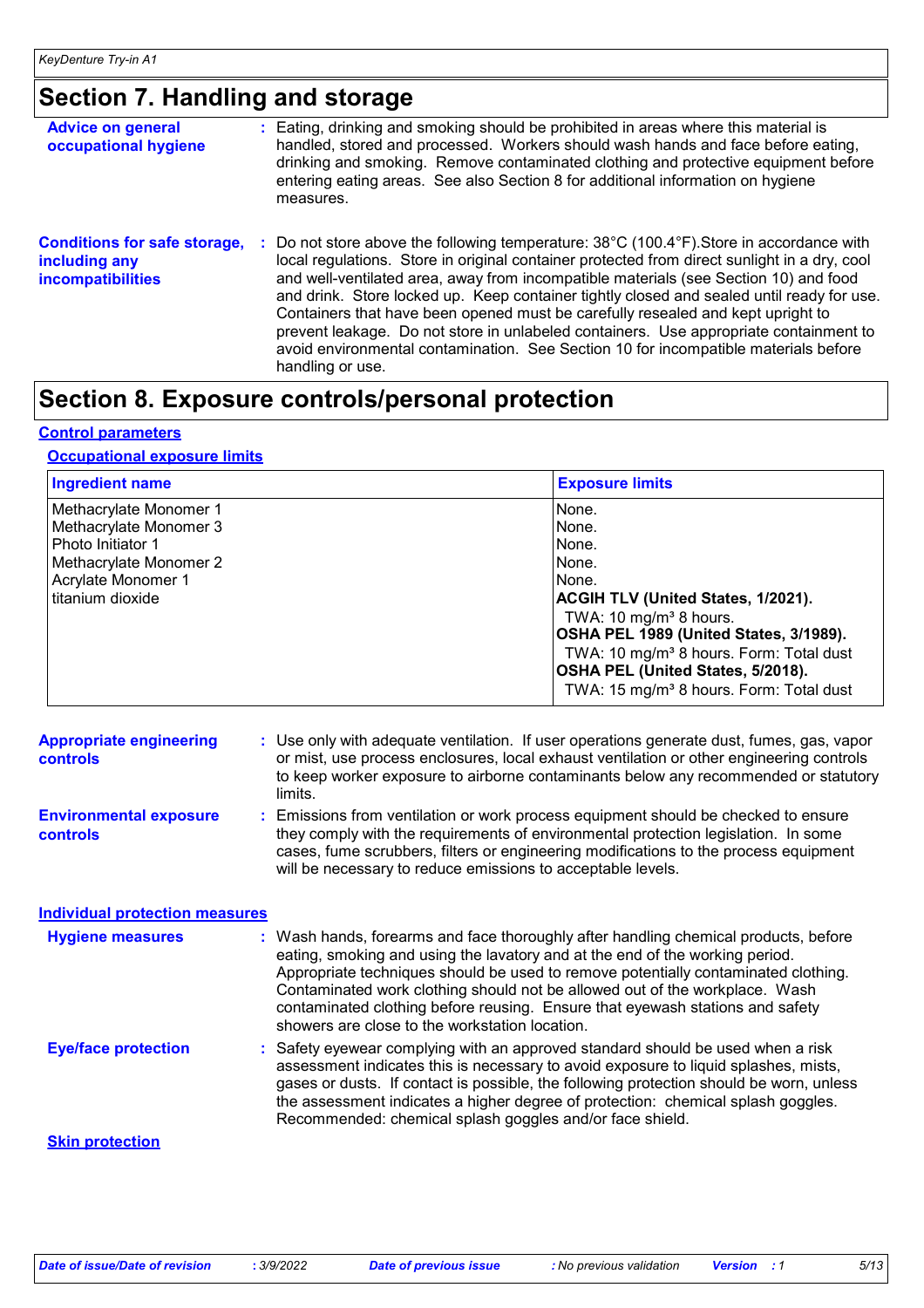# Section 7. Handling and storage

**Advice on general occupational hygiene** : Eating, drinking and smoking should be prohibited in areas where this material is handled, stored and processed. Workers should wash hands and face before eating, drinking and smoking. Remove contaminated clothing and protective equipment before entering eating areas. See also Section 8 for additional information on hygiene measures.

**Conditions for safe storage, including any incompatibilities** : Do not store above the following temperature: 38°C (100.4°F).Store in accordance with local regulations. Store in original container protected from direct sunlight in a dry, cool and well-ventilated area, away from incompatible materials (see Section 10) and food and drink. Store locked up. Keep container tightly closed and sealed until ready for use. Containers that have been opened must be carefully resealed and kept upright to prevent leakage. Do not store in unlabeled containers. Use appropriate containment to avoid environmental contamination. See Section 10 for incompatible materials before handling or use.

# Section 8. Exposure controls/personal protection

## Control parameters

### Occupational exposure limits

| Ingredient name | Exposure limits |
|---|---|
| Methacrylate Monomer 1 | None. |
| Methacrylate Monomer 3 | None. |
| Photo Initiator 1 | None. |
| Methacrylate Monomer 2 | None. |
| Acrylate Monomer 1 | None. |
| titanium dioxide | **ACGIH TLV (United States, 1/2021).** TWA: 10 mg/m³ 8 hours. **OSHA PEL 1989 (United States, 3/1989).** TWA: 10 mg/m³ 8 hours. Form: Total dust **OSHA PEL (United States, 5/2018).** TWA: 15 mg/m³ 8 hours. Form: Total dust |

**Appropriate engineering controls** : Use only with adequate ventilation. If user operations generate dust, fumes, gas, vapor or mist, use process enclosures, local exhaust ventilation or other engineering controls to keep worker exposure to airborne contaminants below any recommended or statutory limits.

**Environmental exposure controls** : Emissions from ventilation or work process equipment should be checked to ensure they comply with the requirements of environmental protection legislation. In some cases, fume scrubbers, filters or engineering modifications to the process equipment will be necessary to reduce emissions to acceptable levels.

## Individual protection measures

**Hygiene measures** : Wash hands, forearms and face thoroughly after handling chemical products, before eating, smoking and using the lavatory and at the end of the working period. Appropriate techniques should be used to remove potentially contaminated clothing. Contaminated work clothing should not be allowed out of the workplace. Wash contaminated clothing before reusing. Ensure that eyewash stations and safety showers are close to the workstation location.

**Eye/face protection** : Safety eyewear complying with an approved standard should be used when a risk assessment indicates this is necessary to avoid exposure to liquid splashes, mists, gases or dusts. If contact is possible, the following protection should be worn, unless the assessment indicates a higher degree of protection: chemical splash goggles. Recommended: chemical splash goggles and/or face shield.

### Skin protection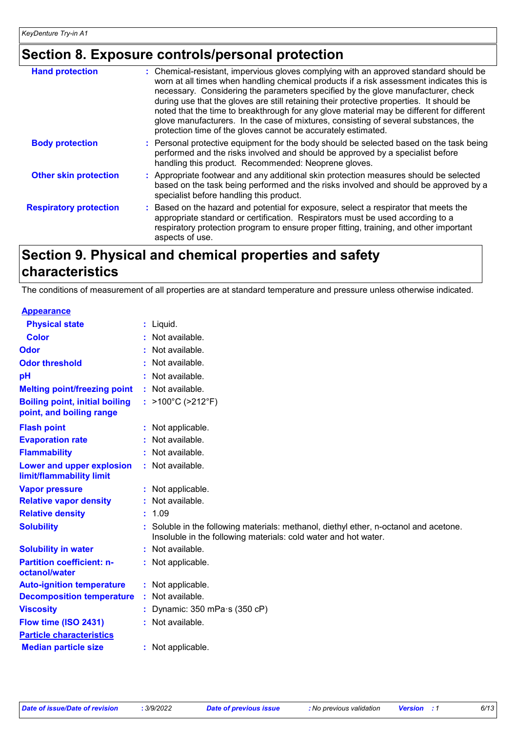## Section 8. Exposure controls/personal protection

| | |
|---|---|
| **Hand protection** | : Chemical-resistant, impervious gloves complying with an approved standard should be worn at all times when handling chemical products if a risk assessment indicates this is necessary. Considering the parameters specified by the glove manufacturer, check during use that the gloves are still retaining their protective properties. It should be noted that the time to breakthrough for any glove material may be different for different glove manufacturers. In the case of mixtures, consisting of several substances, the protection time of the gloves cannot be accurately estimated. |
| **Body protection** | : Personal protective equipment for the body should be selected based on the task being performed and the risks involved and should be approved by a specialist before handling this product. Recommended: Neoprene gloves. |
| **Other skin protection** | : Appropriate footwear and any additional skin protection measures should be selected based on the task being performed and the risks involved and should be approved by a specialist before handling this product. |
| **Respiratory protection** | : Based on the hazard and potential for exposure, select a respirator that meets the appropriate standard or certification. Respirators must be used according to a respiratory protection program to ensure proper fitting, training, and other important aspects of use. |

## Section 9. Physical and chemical properties and safety characteristics

The conditions of measurement of all properties are at standard temperature and pressure unless otherwise indicated.

| | |
|---|---|
| **Appearance** | |
| **Physical state** | : Liquid. |
| **Color** | : Not available. |
| **Odor** | : Not available. |
| **Odor threshold** | : Not available. |
| **pH** | : Not available. |
| **Melting point/freezing point** | : Not available. |
| **Boiling point, initial boiling point, and boiling range** | : >100°C (>212°F) |
| **Flash point** | : Not applicable. |
| **Evaporation rate** | : Not available. |
| **Flammability** | : Not available. |
| **Lower and upper explosion limit/flammability limit** | : Not available. |
| **Vapor pressure** | : Not applicable. |
| **Relative vapor density** | : Not available. |
| **Relative density** | : 1.09 |
| **Solubility** | : Soluble in the following materials: methanol, diethyl ether, n-octanol and acetone. Insoluble in the following materials: cold water and hot water. |
| **Solubility in water** | : Not available. |
| **Partition coefficient: n-octanol/water** | : Not applicable. |
| **Auto-ignition temperature** | : Not applicable. |
| **Decomposition temperature** | : Not available. |
| **Viscosity** | : Dynamic: 350 mPa·s (350 cP) |
| **Flow time (ISO 2431)** | : Not available. |
| **Particle characteristics** | |
| **Median particle size** | : Not applicable. |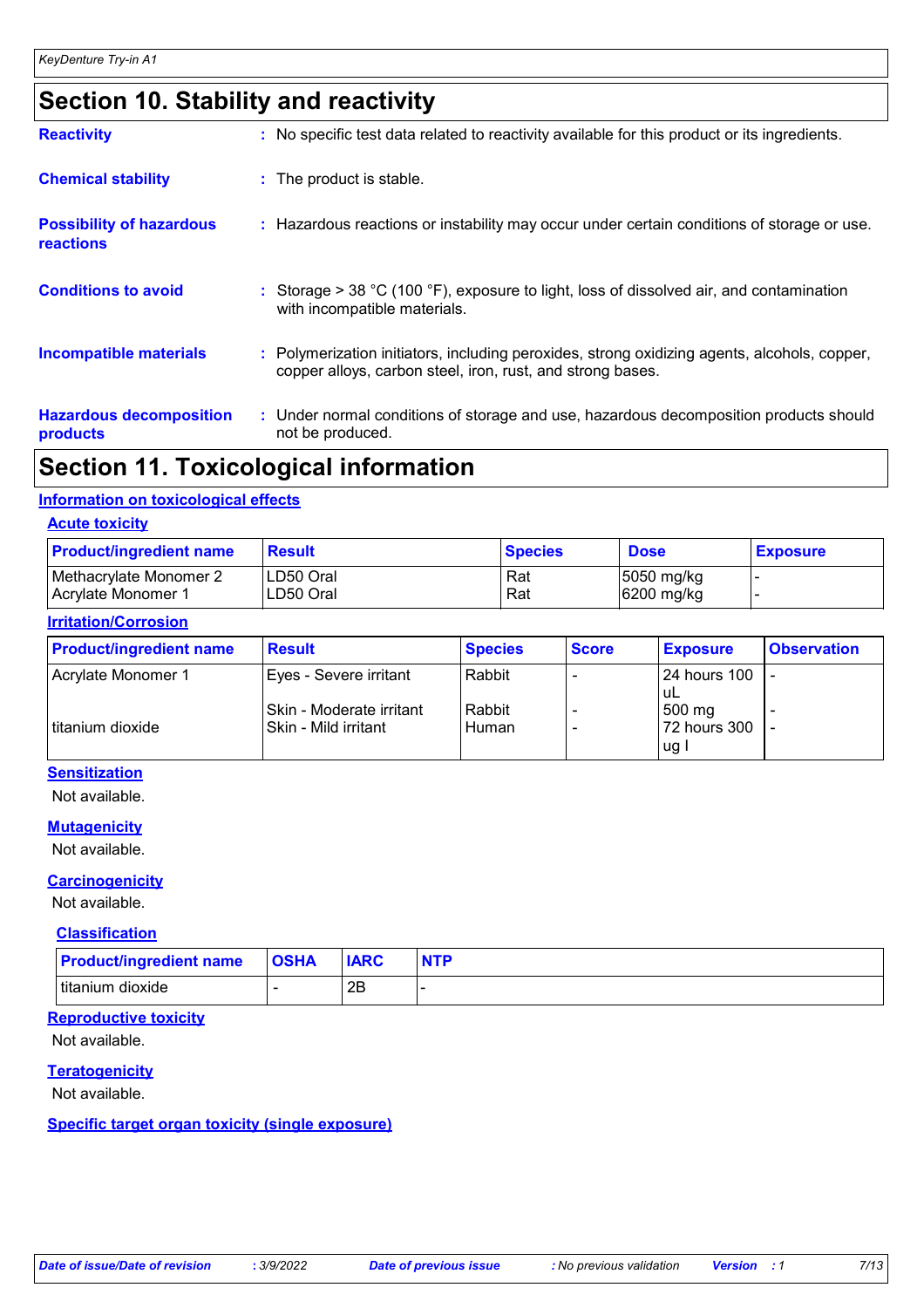## Section 10. Stability and reactivity

**Reactivity** : No specific test data related to reactivity available for this product or its ingredients.

**Chemical stability** : The product is stable.

**Possibility of hazardous reactions** : Hazardous reactions or instability may occur under certain conditions of storage or use.

**Conditions to avoid** : Storage > 38 °C (100 °F), exposure to light, loss of dissolved air, and contamination with incompatible materials.

**Incompatible materials** : Polymerization initiators, including peroxides, strong oxidizing agents, alcohols, copper, copper alloys, carbon steel, iron, rust, and strong bases.

**Hazardous decomposition products** : Under normal conditions of storage and use, hazardous decomposition products should not be produced.

## Section 11. Toxicological information

### Information on toxicological effects

#### Acute toxicity

| Product/ingredient name | Result | Species | Dose | Exposure |
|---|---|---|---|---|
| Methacrylate Monomer 2 | LD50 Oral | Rat | 5050 mg/kg | - |
| Acrylate Monomer 1 | LD50 Oral | Rat | 6200 mg/kg | - |

#### Irritation/Corrosion

| Product/ingredient name | Result | Species | Score | Exposure | Observation |
|---|---|---|---|---|---|
| Acrylate Monomer 1 | Eyes - Severe irritant | Rabbit | - | 24 hours 100 uL | - |
| | Skin - Moderate irritant | Rabbit | - | 500 mg | - |
| titanium dioxide | Skin - Mild irritant | Human | - | 72 hours 300 ug I | - |

#### Sensitization

Not available.

#### Mutagenicity

Not available.

#### Carcinogenicity

Not available.

#### Classification

| Product/ingredient name | OSHA | IARC | NTP |
|---|---|---|---|
| titanium dioxide | - | 2B | - |

#### Reproductive toxicity

Not available.

#### Teratogenicity

Not available.

#### Specific target organ toxicity (single exposure)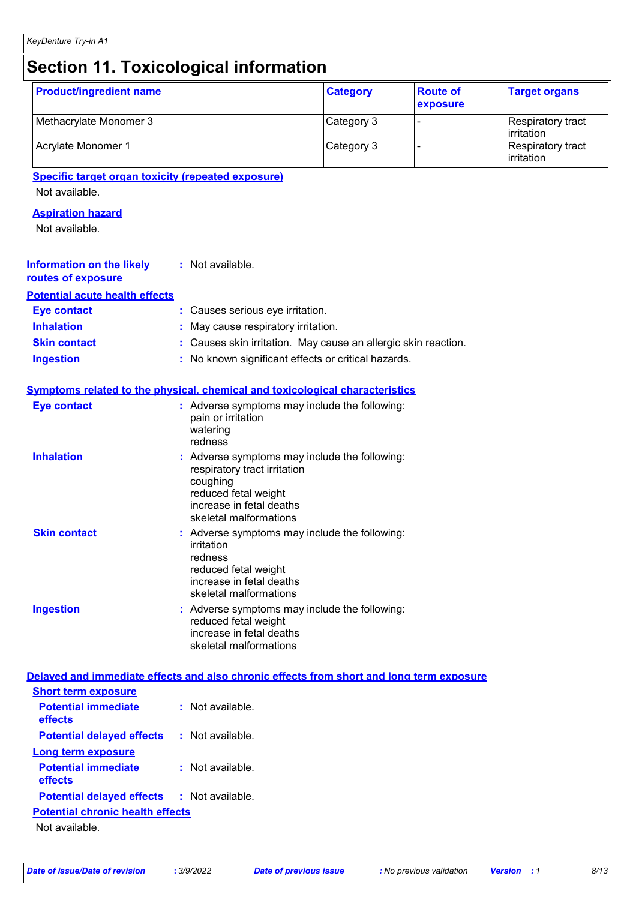# Section 11. Toxicological information

| Product/ingredient name | Category | Route of exposure | Target organs |
| --- | --- | --- | --- |
| Methacrylate Monomer 3 | Category 3 | - | Respiratory tract irritation |
| Acrylate Monomer 1 | Category 3 | - | Respiratory tract irritation |

**Specific target organ toxicity (repeated exposure)**

Not available.

**Aspiration hazard**

Not available.

**Information on the likely routes of exposure** : Not available.

**Potential acute health effects**

**Eye contact** : Causes serious eye irritation.

**Inhalation** : May cause respiratory irritation.

**Skin contact** : Causes skin irritation. May cause an allergic skin reaction.

**Ingestion** : No known significant effects or critical hazards.

**Symptoms related to the physical, chemical and toxicological characteristics**

**Eye contact** : Adverse symptoms may include the following:
pain or irritation
watering
redness

**Inhalation** : Adverse symptoms may include the following:
respiratory tract irritation
coughing
reduced fetal weight
increase in fetal deaths
skeletal malformations

**Skin contact** : Adverse symptoms may include the following:
irritation
redness
reduced fetal weight
increase in fetal deaths
skeletal malformations

**Ingestion** : Adverse symptoms may include the following:
reduced fetal weight
increase in fetal deaths
skeletal malformations

**Delayed and immediate effects and also chronic effects from short and long term exposure**

**Short term exposure**

**Potential immediate effects** : Not available.

**Potential delayed effects** : Not available.

**Long term exposure**

**Potential immediate effects** : Not available.

**Potential delayed effects** : Not available.

**Potential chronic health effects**

Not available.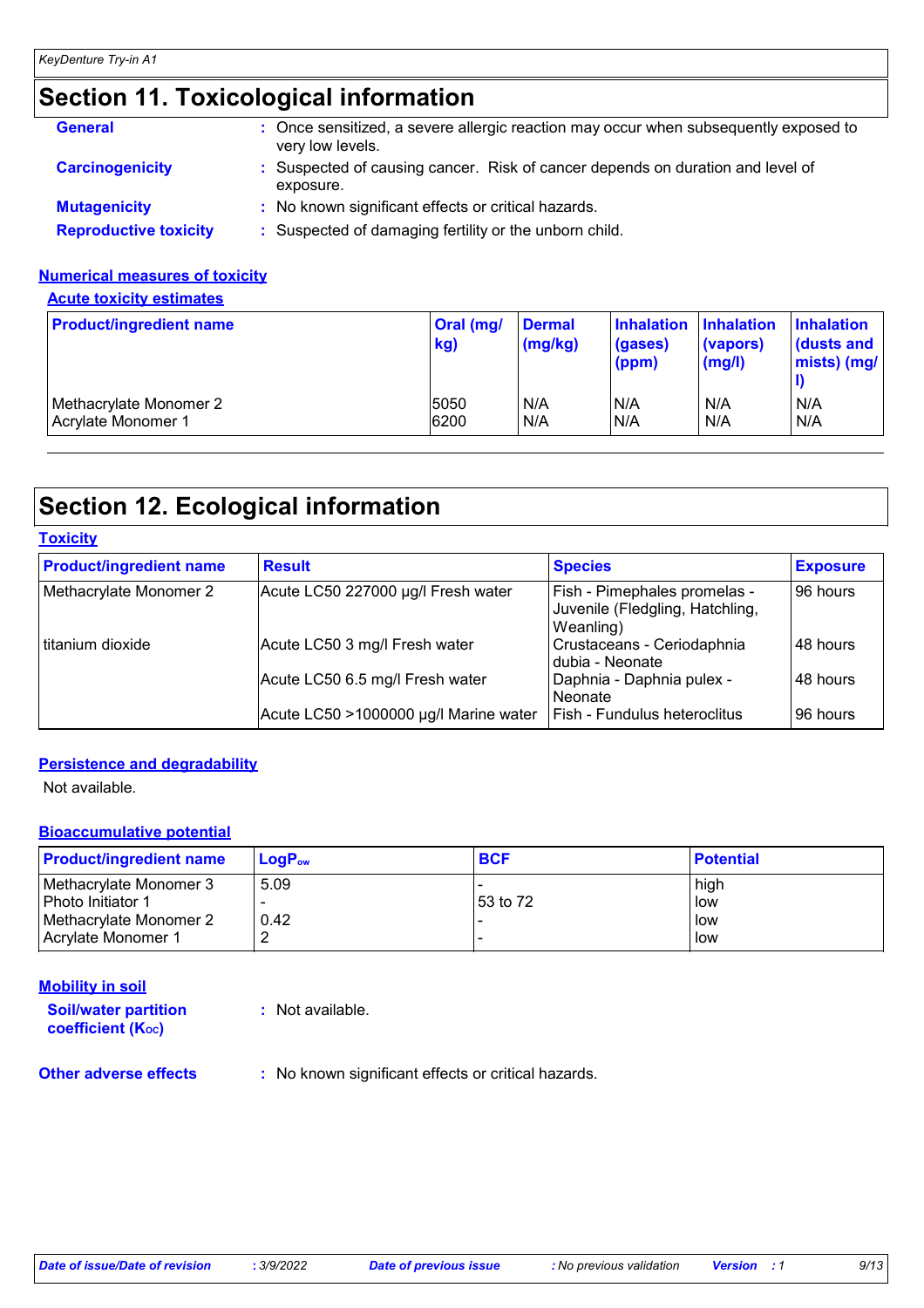# Section 11. Toxicological information

**General** : Once sensitized, a severe allergic reaction may occur when subsequently exposed to very low levels.

**Carcinogenicity** : Suspected of causing cancer. Risk of cancer depends on duration and level of exposure.

**Mutagenicity** : No known significant effects or critical hazards.

**Reproductive toxicity** : Suspected of damaging fertility or the unborn child.

## Numerical measures of toxicity

### Acute toxicity estimates

| Product/ingredient name | Oral (mg/kg) | Dermal (mg/kg) | Inhalation (gases) (ppm) | Inhalation (vapors) (mg/l) | Inhalation (dusts and mists) (mg/l) |
|---|---|---|---|---|---|
| Methacrylate Monomer 2 | 5050 | N/A | N/A | N/A | N/A |
| Acrylate Monomer 1 | 6200 | N/A | N/A | N/A | N/A |

# Section 12. Ecological information

## Toxicity

| Product/ingredient name | Result | Species | Exposure |
|---|---|---|---|
| Methacrylate Monomer 2 | Acute LC50 227000 µg/l Fresh water | Fish - Pimephales promelas - Juvenile (Fledgling, Hatchling, Weanling) | 96 hours |
| titanium dioxide | Acute LC50 3 mg/l Fresh water | Crustaceans - Ceriodaphnia dubia - Neonate | 48 hours |
| | Acute LC50 6.5 mg/l Fresh water | Daphnia - Daphnia pulex - Neonate | 48 hours |
| | Acute LC50 >1000000 µg/l Marine water | Fish - Fundulus heteroclitus | 96 hours |

## Persistence and degradability

Not available.

## Bioaccumulative potential

| Product/ingredient name | $LogP_{ow}$ | BCF | Potential |
|---|---|---|---|
| Methacrylate Monomer 3 | 5.09 | - | high |
| Photo Initiator 1 | - | 53 to 72 | low |
| Methacrylate Monomer 2 | 0.42 | - | low |
| Acrylate Monomer 1 | 2 | - | low |

## Mobility in soil

**Soil/water partition coefficient ($K_{OC}$)** : Not available.

**Other adverse effects** : No known significant effects or critical hazards.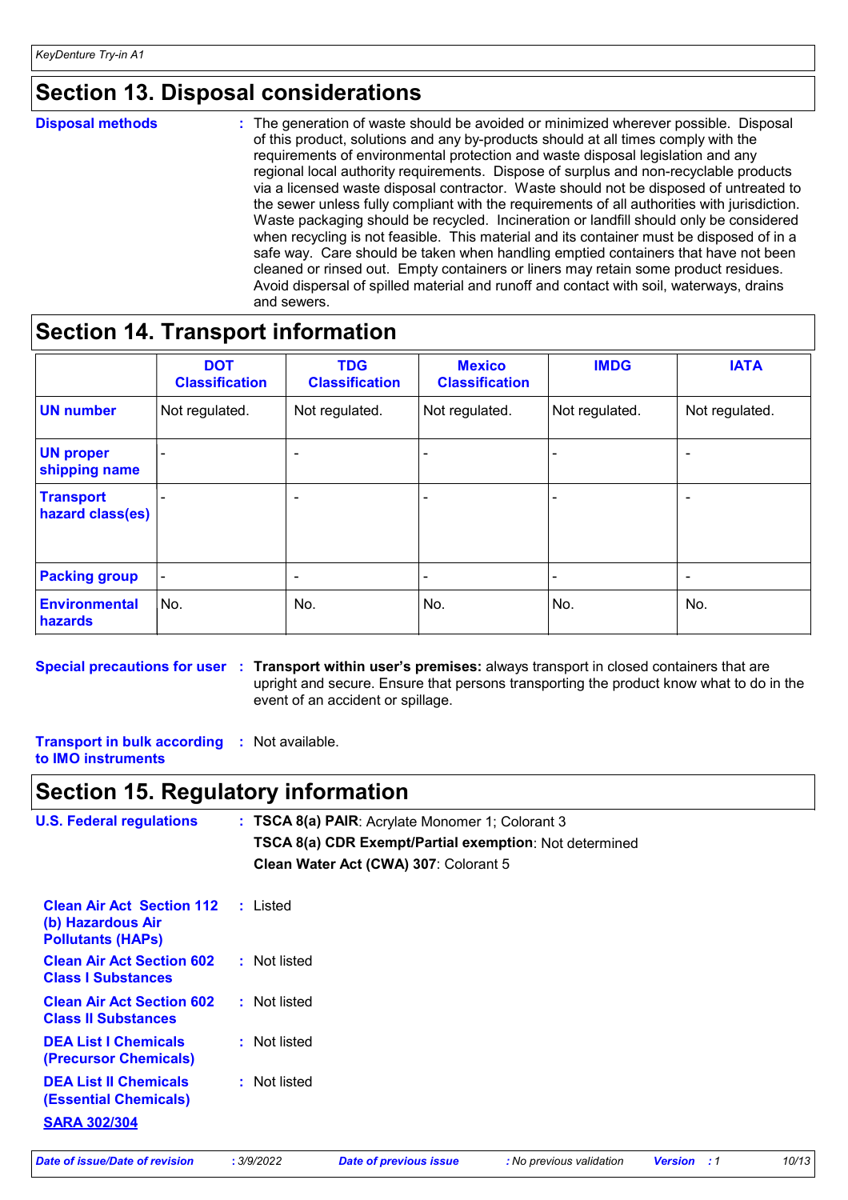## Section 13. Disposal considerations

**Disposal methods** : The generation of waste should be avoided or minimized wherever possible. Disposal of this product, solutions and any by-products should at all times comply with the requirements of environmental protection and waste disposal legislation and any regional local authority requirements. Dispose of surplus and non-recyclable products via a licensed waste disposal contractor. Waste should not be disposed of untreated to the sewer unless fully compliant with the requirements of all authorities with jurisdiction. Waste packaging should be recycled. Incineration or landfill should only be considered when recycling is not feasible. This material and its container must be disposed of in a safe way. Care should be taken when handling emptied containers that have not been cleaned or rinsed out. Empty containers or liners may retain some product residues. Avoid dispersal of spilled material and runoff and contact with soil, waterways, drains and sewers.

## Section 14. Transport information

| | DOT Classification | TDG Classification | Mexico Classification | IMDG | IATA |
|---|---|---|---|---|---|
| **UN number** | Not regulated. | Not regulated. | Not regulated. | Not regulated. | Not regulated. |
| **UN proper shipping name** | - | - | - | - | - |
| **Transport hazard class(es)** | - | - | - | - | - |
| **Packing group** | - | - | - | - | - |
| **Environmental hazards** | No. | No. | No. | No. | No. |

**Special precautions for user** : **Transport within user's premises:** always transport in closed containers that are upright and secure. Ensure that persons transporting the product know what to do in the event of an accident or spillage.

**Transport in bulk according to IMO instruments** : Not available.

## Section 15. Regulatory information

**U.S. Federal regulations** : **TSCA 8(a) PAIR**: Acrylate Monomer 1; Colorant 3

**TSCA 8(a) CDR Exempt/Partial exemption**: Not determined

**Clean Water Act (CWA) 307**: Colorant 5

**Clean Air Act Section 112 (b) Hazardous Air Pollutants (HAPs)** : Listed

**Clean Air Act Section 602 Class I Substances** : Not listed

**Clean Air Act Section 602 Class II Substances** : Not listed

**DEA List I Chemicals (Precursor Chemicals)** : Not listed

**DEA List II Chemicals (Essential Chemicals)** : Not listed

**SARA 302/304**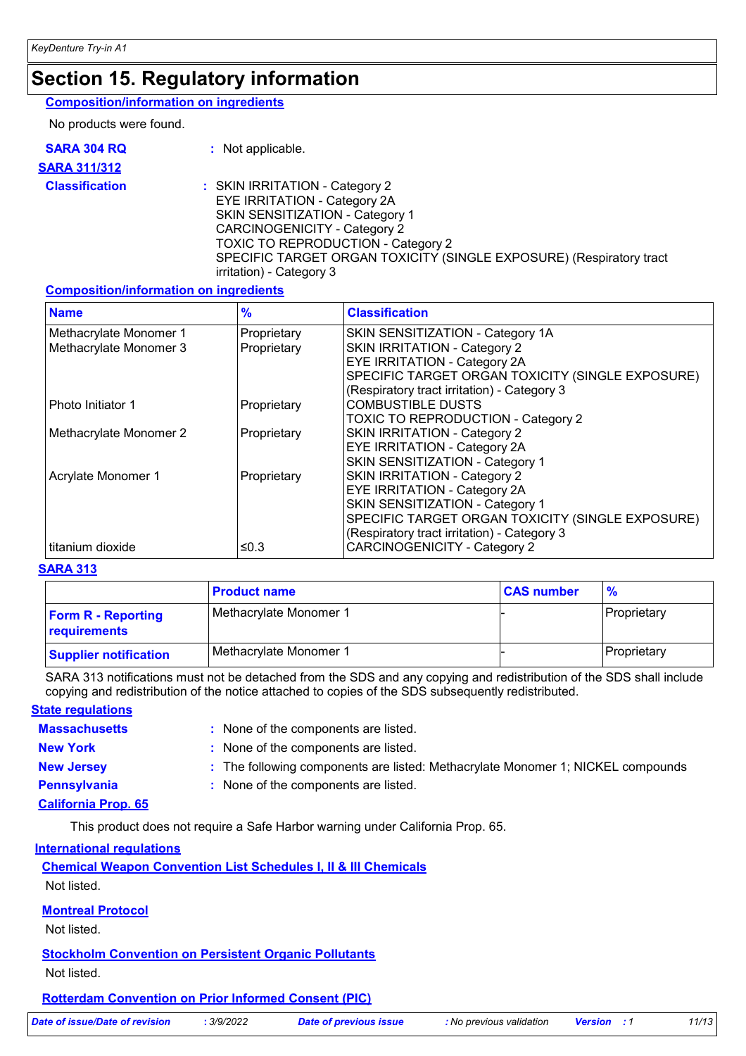# Section 15. Regulatory information

**Composition/information on ingredients**

No products were found.

**SARA 304 RQ** : Not applicable.

**SARA 311/312**

**Classification** : SKIN IRRITATION - Category 2
EYE IRRITATION - Category 2A
SKIN SENSITIZATION - Category 1
CARCINOGENICITY - Category 2
TOXIC TO REPRODUCTION - Category 2
SPECIFIC TARGET ORGAN TOXICITY (SINGLE EXPOSURE) (Respiratory tract irritation) - Category 3

**Composition/information on ingredients**

| Name | % | Classification |
|---|---|---|
| Methacrylate Monomer 1 | Proprietary | SKIN SENSITIZATION - Category 1A |
| Methacrylate Monomer 3 | Proprietary | SKIN IRRITATION - Category 2<br>EYE IRRITATION - Category 2A<br>SPECIFIC TARGET ORGAN TOXICITY (SINGLE EXPOSURE) (Respiratory tract irritation) - Category 3 |
| Photo Initiator 1 | Proprietary | COMBUSTIBLE DUSTS<br>TOXIC TO REPRODUCTION - Category 2 |
| Methacrylate Monomer 2 | Proprietary | SKIN IRRITATION - Category 2<br>EYE IRRITATION - Category 2A<br>SKIN SENSITIZATION - Category 1 |
| Acrylate Monomer 1 | Proprietary | SKIN IRRITATION - Category 2<br>EYE IRRITATION - Category 2A<br>SKIN SENSITIZATION - Category 1<br>SPECIFIC TARGET ORGAN TOXICITY (SINGLE EXPOSURE) (Respiratory tract irritation) - Category 3 |
| titanium dioxide | ≤0.3 | CARCINOGENICITY - Category 2 |

**SARA 313**

| | Product name | CAS number | % |
|---|---|---|---|
| **Form R - Reporting requirements** | Methacrylate Monomer 1 | - | Proprietary |
| **Supplier notification** | Methacrylate Monomer 1 | - | Proprietary |

SARA 313 notifications must not be detached from the SDS and any copying and redistribution of the SDS shall include copying and redistribution of the notice attached to copies of the SDS subsequently redistributed.

**State regulations**

**Massachusetts** : None of the components are listed.

**New York** : None of the components are listed.

**New Jersey** : The following components are listed: Methacrylate Monomer 1; NICKEL compounds

**Pennsylvania** : None of the components are listed.

**California Prop. 65**

This product does not require a Safe Harbor warning under California Prop. 65.

**International regulations**

**Chemical Weapon Convention List Schedules I, II & III Chemicals**

Not listed.

**Montreal Protocol**

Not listed.

**Stockholm Convention on Persistent Organic Pollutants**

Not listed.

**Rotterdam Convention on Prior Informed Consent (PIC)**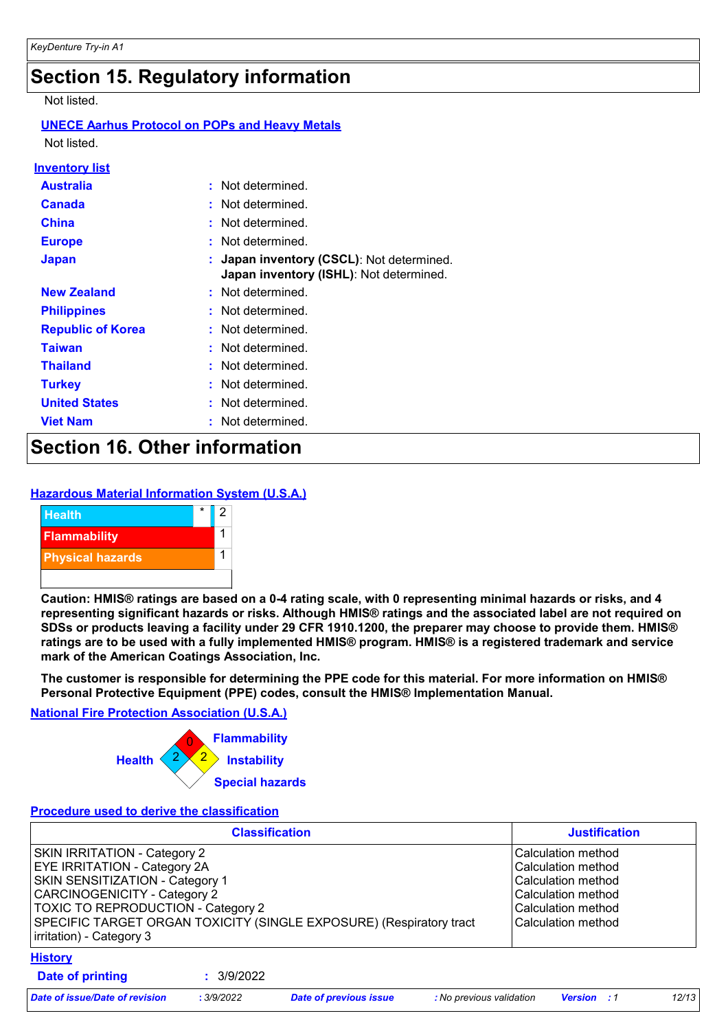# Section 15. Regulatory information

Not listed.

**UNECE Aarhus Protocol on POPs and Heavy Metals**

Not listed.

**Inventory list**

| | |
|---|---|
| **Australia** | : Not determined. |
| **Canada** | : Not determined. |
| **China** | : Not determined. |
| **Europe** | : Not determined. |
| **Japan** | : **Japan inventory (CSCL)**: Not determined.<br>**Japan inventory (ISHL)**: Not determined. |
| **New Zealand** | : Not determined. |
| **Philippines** | : Not determined. |
| **Republic of Korea** | : Not determined. |
| **Taiwan** | : Not determined. |
| **Thailand** | : Not determined. |
| **Turkey** | : Not determined. |
| **United States** | : Not determined. |
| **Viet Nam** | : Not determined. |

# Section 16. Other information

**Hazardous Material Information System (U.S.A.)**

| | | |
|---|---|---|
| Health | * | 2 |
| Flammability | | 1 |
| Physical hazards | | 1 |

**Caution: HMIS® ratings are based on a 0-4 rating scale, with 0 representing minimal hazards or risks, and 4 representing significant hazards or risks. Although HMIS® ratings and the associated label are not required on SDSs or products leaving a facility under 29 CFR 1910.1200, the preparer may choose to provide them. HMIS® ratings are to be used with a fully implemented HMIS® program. HMIS® is a registered trademark and service mark of the American Coatings Association, Inc.**

**The customer is responsible for determining the PPE code for this material. For more information on HMIS® Personal Protective Equipment (PPE) codes, consult the HMIS® Implementation Manual.**

**National Fire Protection Association (U.S.A.)**

Health: 2
Flammability: 0
Instability: 2
Special hazards:

**Procedure used to derive the classification**

| Classification | Justification |
|---|---|
| SKIN IRRITATION - Category 2 | Calculation method |
| EYE IRRITATION - Category 2A | Calculation method |
| SKIN SENSITIZATION - Category 1 | Calculation method |
| CARCINOGENICITY - Category 2 | Calculation method |
| TOXIC TO REPRODUCTION - Category 2 | Calculation method |
| SPECIFIC TARGET ORGAN TOXICITY (SINGLE EXPOSURE) (Respiratory tract irritation) - Category 3 | Calculation method |

**History**

**Date of printing** : 3/9/2022

*Date of issue/Date of revision* : 3/9/2022 *Date of previous issue* : No previous validation *Version* : 1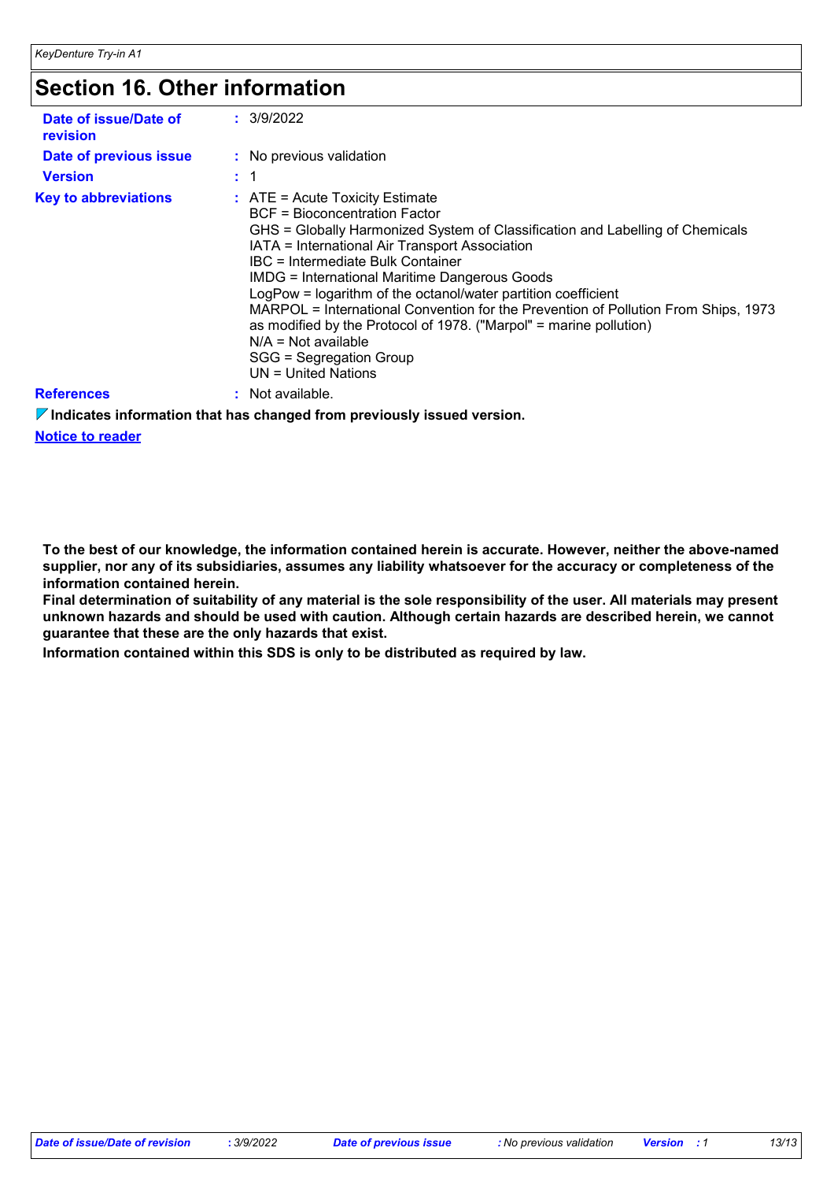# Section 16. Other information

**Date of issue/Date of revision** : 3/9/2022

**Date of previous issue** : No previous validation

**Version** : 1

**Key to abbreviations** : ATE = Acute Toxicity Estimate
BCF = Bioconcentration Factor
GHS = Globally Harmonized System of Classification and Labelling of Chemicals
IATA = International Air Transport Association
IBC = Intermediate Bulk Container
IMDG = International Maritime Dangerous Goods
LogPow = logarithm of the octanol/water partition coefficient
MARPOL = International Convention for the Prevention of Pollution From Ships, 1973 as modified by the Protocol of 1978. ("Marpol" = marine pollution)
N/A = Not available
SGG = Segregation Group
UN = United Nations

**References** : Not available.

**Indicates information that has changed from previously issued version.**

**Notice to reader**

**To the best of our knowledge, the information contained herein is accurate. However, neither the above-named supplier, nor any of its subsidiaries, assumes any liability whatsoever for the accuracy or completeness of the information contained herein.**

**Final determination of suitability of any material is the sole responsibility of the user. All materials may present unknown hazards and should be used with caution. Although certain hazards are described herein, we cannot guarantee that these are the only hazards that exist.**

**Information contained within this SDS is only to be distributed as required by law.**